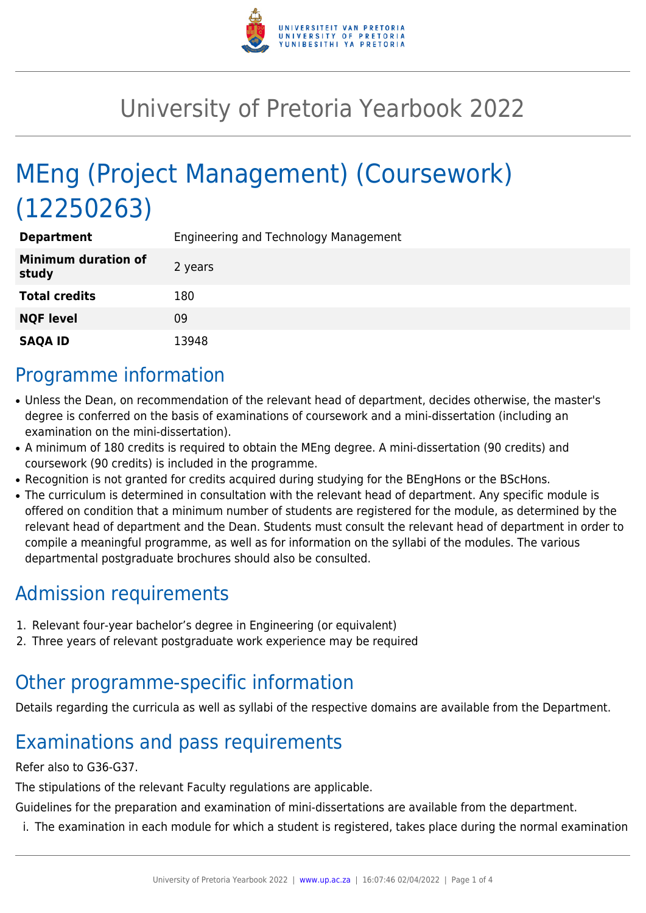# University of Pretoria Yearbook 2022

# MEng (Project Management) (Coursework) (12250263)

| | |
|---|---|
| **Department** | Engineering and Technology Management |
| **Minimum duration of study** | 2 years |
| **Total credits** | 180 |
| **NQF level** | 09 |
| **SAQA ID** | 13948 |

## Programme information

- Unless the Dean, on recommendation of the relevant head of department, decides otherwise, the master's degree is conferred on the basis of examinations of coursework and a mini-dissertation (including an examination on the mini-dissertation).
- A minimum of 180 credits is required to obtain the MEng degree. A mini-dissertation (90 credits) and coursework (90 credits) is included in the programme.
- Recognition is not granted for credits acquired during studying for the BEngHons or the BScHons.
- The curriculum is determined in consultation with the relevant head of department. Any specific module is offered on condition that a minimum number of students are registered for the module, as determined by the relevant head of department and the Dean. Students must consult the relevant head of department in order to compile a meaningful programme, as well as for information on the syllabi of the modules. The various departmental postgraduate brochures should also be consulted.

## Admission requirements

1. Relevant four-year bachelor's degree in Engineering (or equivalent)
2. Three years of relevant postgraduate work experience may be required

## Other programme-specific information

Details regarding the curricula as well as syllabi of the respective domains are available from the Department.

## Examinations and pass requirements

Refer also to G36-G37.

The stipulations of the relevant Faculty regulations are applicable.

Guidelines for the preparation and examination of mini-dissertations are available from the department.

i. The examination in each module for which a student is registered, takes place during the normal examination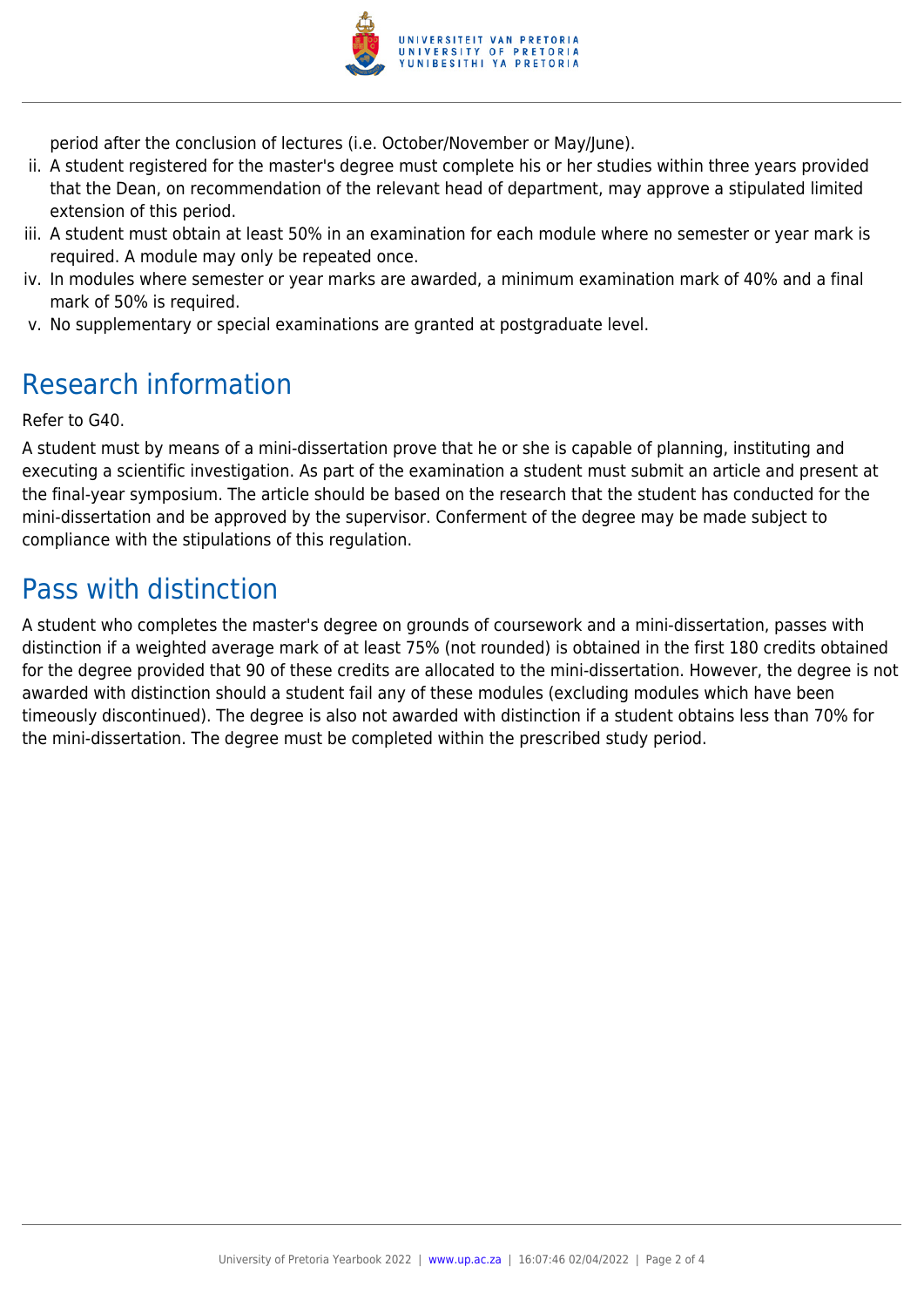period after the conclusion of lectures (i.e. October/November or May/June).

ii. A student registered for the master's degree must complete his or her studies within three years provided that the Dean, on recommendation of the relevant head of department, may approve a stipulated limited extension of this period.
iii. A student must obtain at least 50% in an examination for each module where no semester or year mark is required. A module may only be repeated once.
iv. In modules where semester or year marks are awarded, a minimum examination mark of 40% and a final mark of 50% is required.
v. No supplementary or special examinations are granted at postgraduate level.

## Research information

Refer to G40.

A student must by means of a mini-dissertation prove that he or she is capable of planning, instituting and executing a scientific investigation. As part of the examination a student must submit an article and present at the final-year symposium. The article should be based on the research that the student has conducted for the mini-dissertation and be approved by the supervisor. Conferment of the degree may be made subject to compliance with the stipulations of this regulation.

## Pass with distinction

A student who completes the master's degree on grounds of coursework and a mini-dissertation, passes with distinction if a weighted average mark of at least 75% (not rounded) is obtained in the first 180 credits obtained for the degree provided that 90 of these credits are allocated to the mini-dissertation. However, the degree is not awarded with distinction should a student fail any of these modules (excluding modules which have been timeously discontinued). The degree is also not awarded with distinction if a student obtains less than 70% for the mini-dissertation. The degree must be completed within the prescribed study period.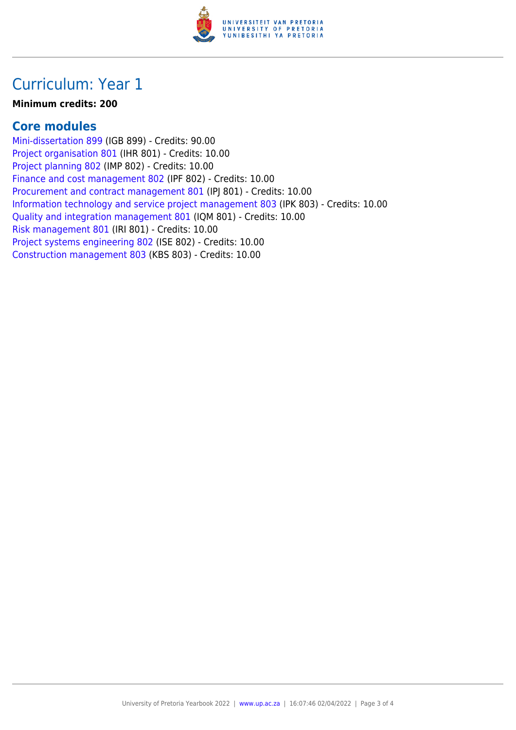# Curriculum: Year 1

**Minimum credits: 200**

## Core modules

Mini-dissertation 899 (IGB 899) - Credits: 90.00
Project organisation 801 (IHR 801) - Credits: 10.00
Project planning 802 (IMP 802) - Credits: 10.00
Finance and cost management 802 (IPF 802) - Credits: 10.00
Procurement and contract management 801 (IPJ 801) - Credits: 10.00
Information technology and service project management 803 (IPK 803) - Credits: 10.00
Quality and integration management 801 (IQM 801) - Credits: 10.00
Risk management 801 (IRI 801) - Credits: 10.00
Project systems engineering 802 (ISE 802) - Credits: 10.00
Construction management 803 (KBS 803) - Credits: 10.00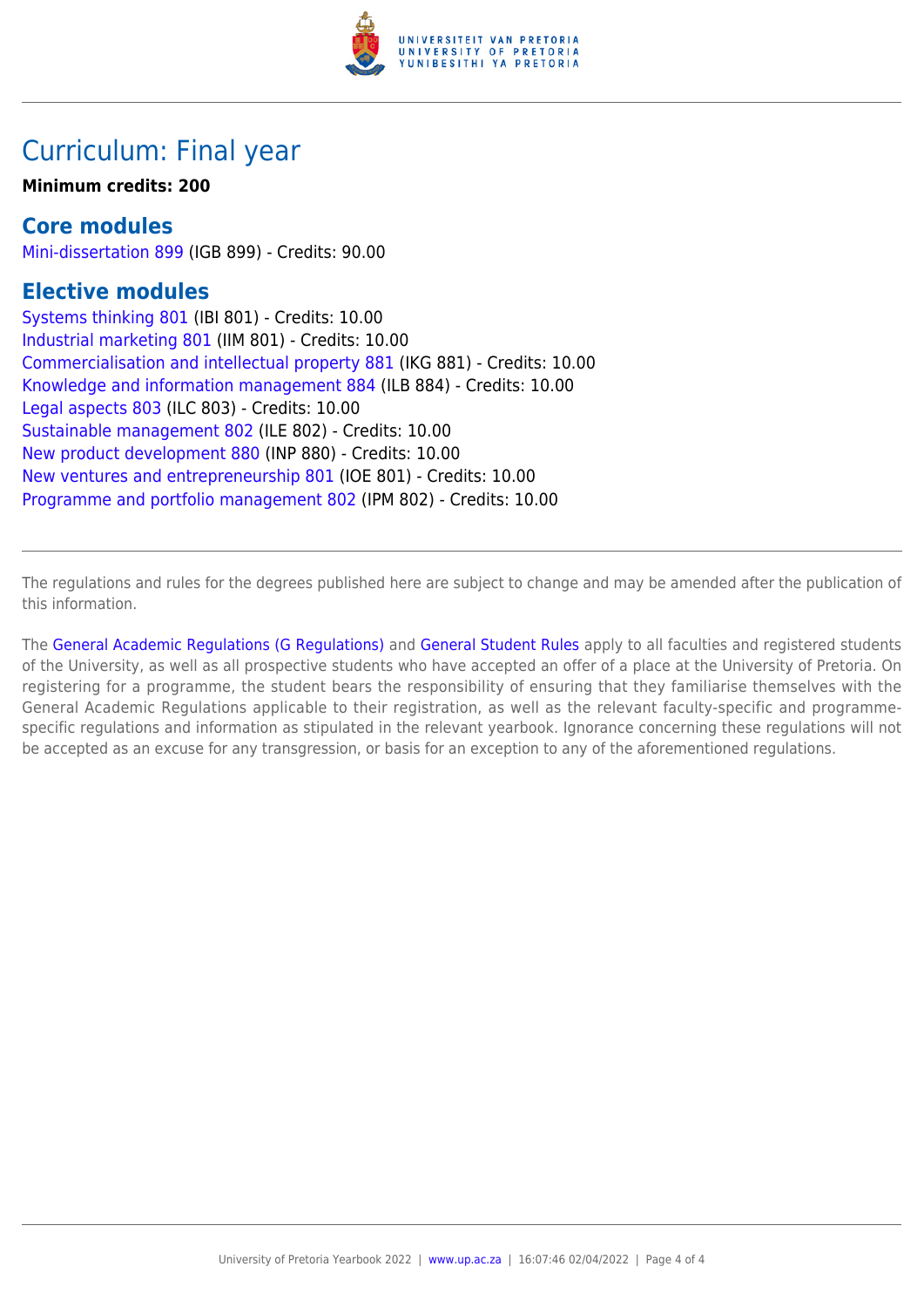## Curriculum: Final year

**Minimum credits: 200**

### Core modules

Mini-dissertation 899 (IGB 899) - Credits: 90.00

### Elective modules

Systems thinking 801 (IBI 801) - Credits: 10.00
Industrial marketing 801 (IIM 801) - Credits: 10.00
Commercialisation and intellectual property 881 (IKG 881) - Credits: 10.00
Knowledge and information management 884 (ILB 884) - Credits: 10.00
Legal aspects 803 (ILC 803) - Credits: 10.00
Sustainable management 802 (ILE 802) - Credits: 10.00
New product development 880 (INP 880) - Credits: 10.00
New ventures and entrepreneurship 801 (IOE 801) - Credits: 10.00
Programme and portfolio management 802 (IPM 802) - Credits: 10.00

---

The regulations and rules for the degrees published here are subject to change and may be amended after the publication of this information.

The General Academic Regulations (G Regulations) and General Student Rules apply to all faculties and registered students of the University, as well as all prospective students who have accepted an offer of a place at the University of Pretoria. On registering for a programme, the student bears the responsibility of ensuring that they familiarise themselves with the General Academic Regulations applicable to their registration, as well as the relevant faculty-specific and programme-specific regulations and information as stipulated in the relevant yearbook. Ignorance concerning these regulations will not be accepted as an excuse for any transgression, or basis for an exception to any of the aforementioned regulations.